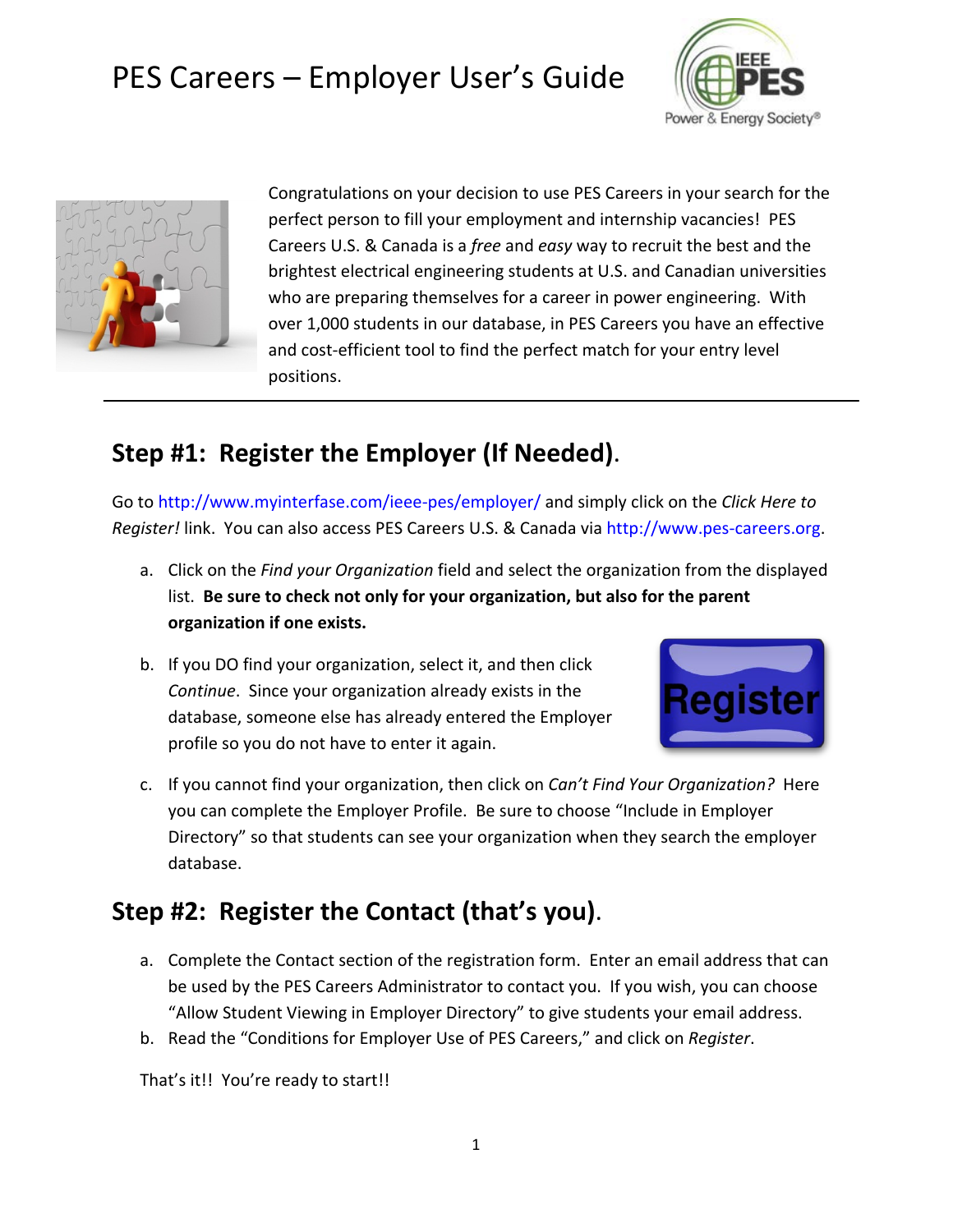# PES Careers – Employer User's Guide

Congratulations on your decision to use PES Careers in your search for the perfect person to fill your employment and internship vacancies! PES Careers U.S. & Canada is a *free* and *easy* way to recruit the best and the brightest electrical engineering students at U.S. and Canadian universities who are preparing themselves for a career in power engineering. With over 1,000 students in our database, in PES Careers you have an effective and cost-efficient tool to find the perfect match for your entry level positions.

---

## Step #1: Register the Employer (If Needed).

Go to http://www.myinterfase.com/ieee-pes/employer/ and simply click on the *Click Here to Register!* link. You can also access PES Careers U.S. & Canada via http://www.pes-careers.org.

a. Click on the *Find your Organization* field and select the organization from the displayed list. **Be sure to check not only for your organization, but also for the parent organization if one exists.**

b. If you DO find your organization, select it, and then click *Continue*. Since your organization already exists in the database, someone else has already entered the Employer profile so you do not have to enter it again.

c. If you cannot find your organization, then click on *Can't Find Your Organization?* Here you can complete the Employer Profile. Be sure to choose "Include in Employer Directory" so that students can see your organization when they search the employer database.

## Step #2: Register the Contact (that's you).

a. Complete the Contact section of the registration form. Enter an email address that can be used by the PES Careers Administrator to contact you. If you wish, you can choose "Allow Student Viewing in Employer Directory" to give students your email address.
b. Read the "Conditions for Employer Use of PES Careers," and click on *Register*.

That's it!! You're ready to start!!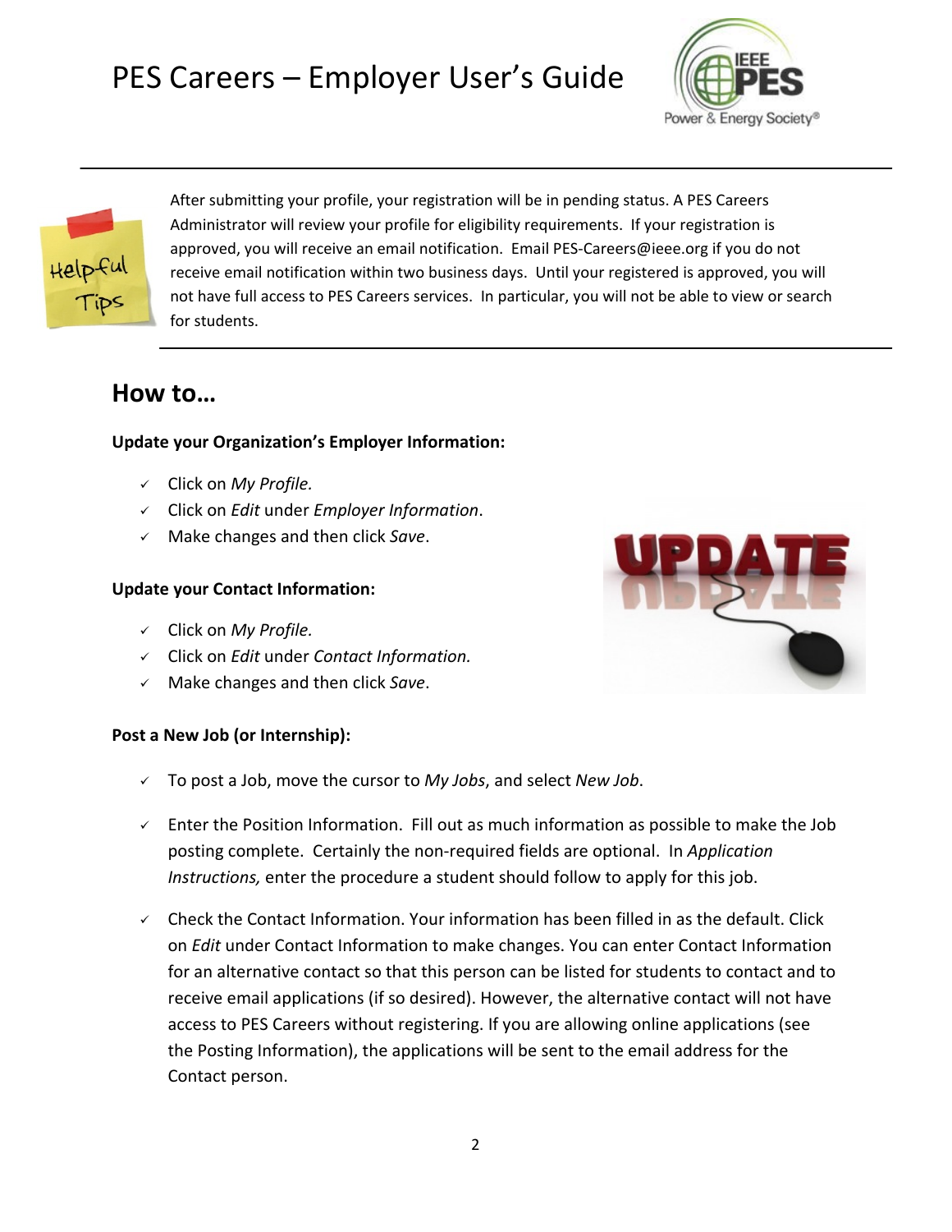After submitting your profile, your registration will be in pending status. A PES Careers Administrator will review your profile for eligibility requirements. If your registration is approved, you will receive an email notification. Email PES-Careers@ieee.org if you do not receive email notification within two business days. Until your registered is approved, you will not have full access to PES Careers services. In particular, you will not be able to view or search for students.

## How to…

**Update your Organization's Employer Information:**

- ✓ Click on *My Profile.*
- ✓ Click on *Edit* under *Employer Information*.
- ✓ Make changes and then click *Save*.

**Update your Contact Information:**

- ✓ Click on *My Profile.*
- ✓ Click on *Edit* under *Contact Information.*
- ✓ Make changes and then click *Save*.

**Post a New Job (or Internship):**

- ✓ To post a Job, move the cursor to *My Jobs*, and select *New Job*.
- ✓ Enter the Position Information. Fill out as much information as possible to make the Job posting complete. Certainly the non-required fields are optional. In *Application Instructions,* enter the procedure a student should follow to apply for this job.
- ✓ Check the Contact Information. Your information has been filled in as the default. Click on *Edit* under Contact Information to make changes. You can enter Contact Information for an alternative contact so that this person can be listed for students to contact and to receive email applications (if so desired). However, the alternative contact will not have access to PES Careers without registering. If you are allowing online applications (see the Posting Information), the applications will be sent to the email address for the Contact person.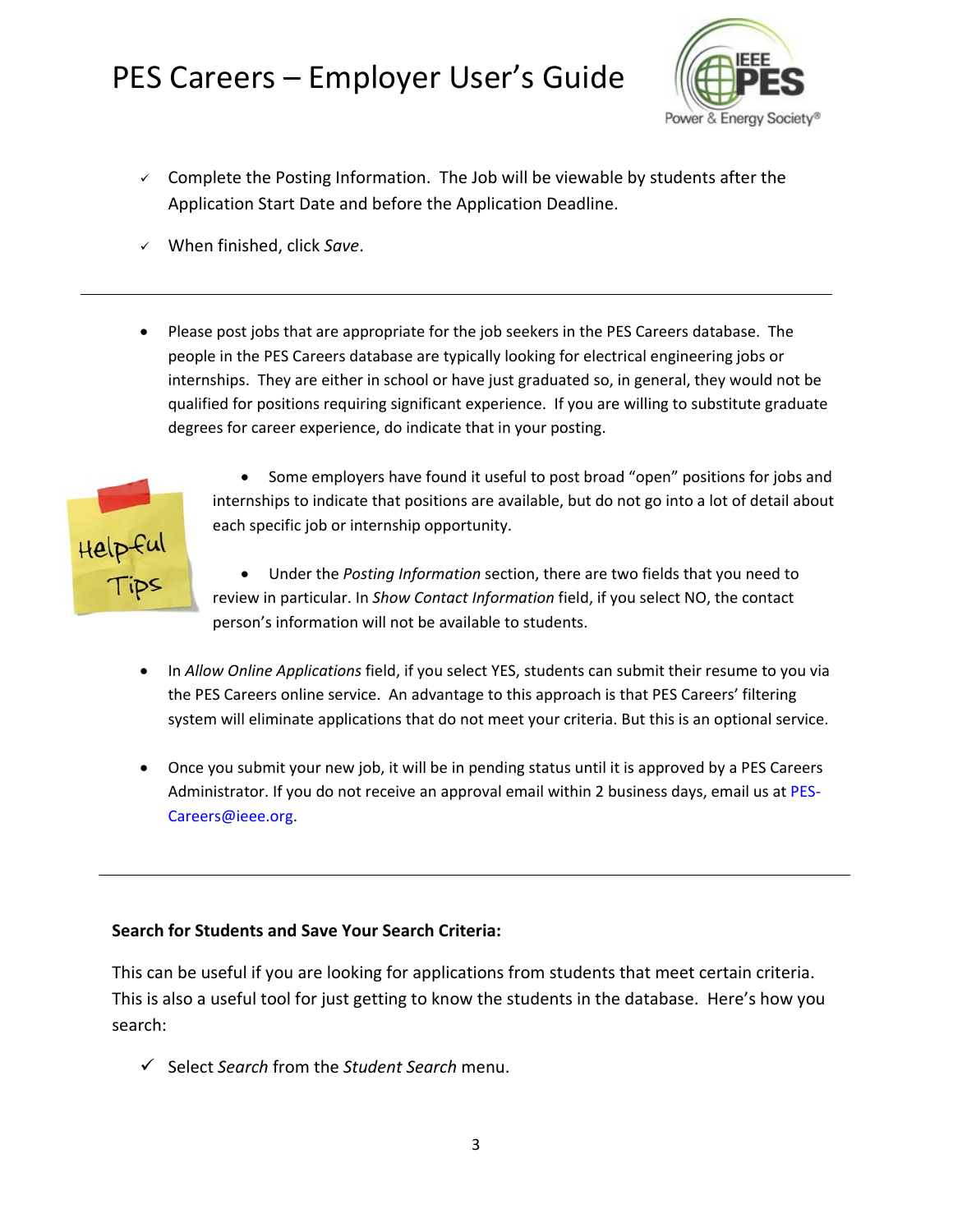- ✓ Complete the Posting Information. The Job will be viewable by students after the Application Start Date and before the Application Deadline.
- ✓ When finished, click *Save*.

---

- Please post jobs that are appropriate for the job seekers in the PES Careers database. The people in the PES Careers database are typically looking for electrical engineering jobs or internships. They are either in school or have just graduated so, in general, they would not be qualified for positions requiring significant experience. If you are willing to substitute graduate degrees for career experience, do indicate that in your posting.

Helpful Tips

- Some employers have found it useful to post broad "open" positions for jobs and internships to indicate that positions are available, but do not go into a lot of detail about each specific job or internship opportunity.
- Under the *Posting Information* section, there are two fields that you need to review in particular. In *Show Contact Information* field, if you select NO, the contact person's information will not be available to students.
- In *Allow Online Applications* field, if you select YES, students can submit their resume to you via the PES Careers online service. An advantage to this approach is that PES Careers' filtering system will eliminate applications that do not meet your criteria. But this is an optional service.
- Once you submit your new job, it will be in pending status until it is approved by a PES Careers Administrator. If you do not receive an approval email within 2 business days, email us at PES-Careers@ieee.org.

---

**Search for Students and Save Your Search Criteria:**

This can be useful if you are looking for applications from students that meet certain criteria. This is also a useful tool for just getting to know the students in the database. Here's how you search:

- ✓ Select *Search* from the *Student Search* menu.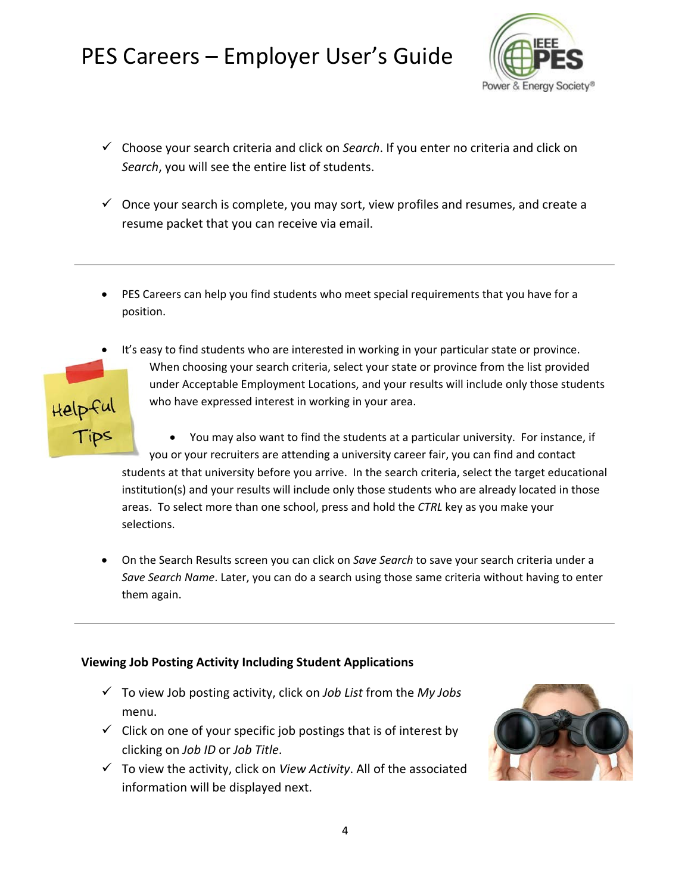- ✓ Choose your search criteria and click on *Search*. If you enter no criteria and click on *Search*, you will see the entire list of students.

- ✓ Once your search is complete, you may sort, view profiles and resumes, and create a resume packet that you can receive via email.

---

- PES Careers can help you find students who meet special requirements that you have for a position.

- It's easy to find students who are interested in working in your particular state or province. When choosing your search criteria, select your state or province from the list provided under Acceptable Employment Locations, and your results will include only those students who have expressed interest in working in your area.

- You may also want to find the students at a particular university. For instance, if you or your recruiters are attending a university career fair, you can find and contact students at that university before you arrive. In the search criteria, select the target educational institution(s) and your results will include only those students who are already located in those areas. To select more than one school, press and hold the *CTRL* key as you make your selections.

- On the Search Results screen you can click on *Save Search* to save your search criteria under a *Save Search Name*. Later, you can do a search using those same criteria without having to enter them again.

---

**Viewing Job Posting Activity Including Student Applications**

- ✓ To view Job posting activity, click on *Job List* from the *My Jobs* menu.
- ✓ Click on one of your specific job postings that is of interest by clicking on *Job ID* or *Job Title*.
- ✓ To view the activity, click on *View Activity*. All of the associated information will be displayed next.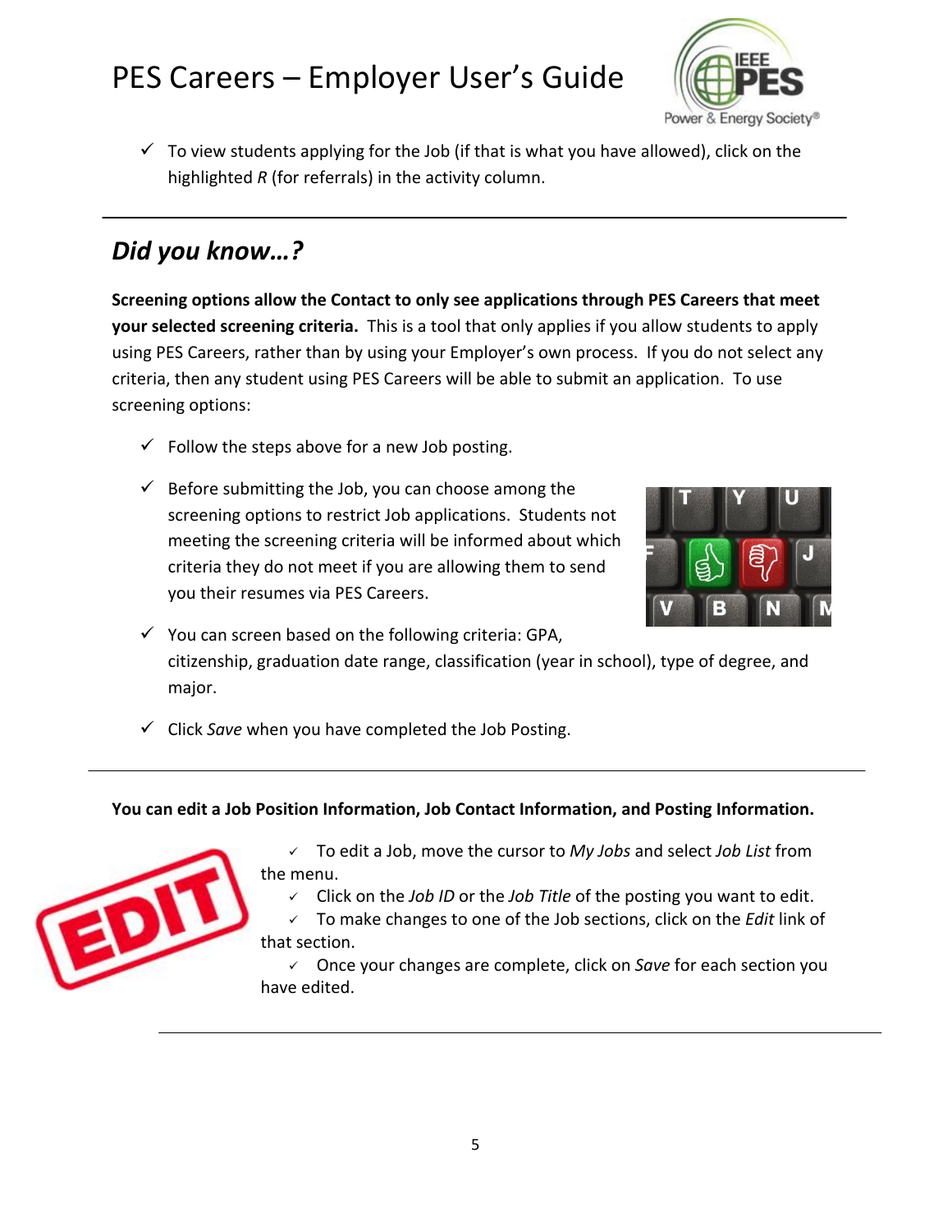- ✓ To view students applying for the Job (if that is what you have allowed), click on the highlighted *R* (for referrals) in the activity column.

---

## *Did you know…?*

**Screening options allow the Contact to only see applications through PES Careers that meet your selected screening criteria.** This is a tool that only applies if you allow students to apply using PES Careers, rather than by using your Employer's own process. If you do not select any criteria, then any student using PES Careers will be able to submit an application. To use screening options:

- ✓ Follow the steps above for a new Job posting.
- ✓ Before submitting the Job, you can choose among the screening options to restrict Job applications. Students not meeting the screening criteria will be informed about which criteria they do not meet if you are allowing them to send you their resumes via PES Careers.
- ✓ You can screen based on the following criteria: GPA, citizenship, graduation date range, classification (year in school), type of degree, and major.
- ✓ Click *Save* when you have completed the Job Posting.

---

**You can edit a Job Position Information, Job Contact Information, and Posting Information.**

- ✓ To edit a Job, move the cursor to *My Jobs* and select *Job List* from the menu.
- ✓ Click on the *Job ID* or the *Job Title* of the posting you want to edit.
- ✓ To make changes to one of the Job sections, click on the *Edit* link of that section.
- ✓ Once your changes are complete, click on *Save* for each section you have edited.

---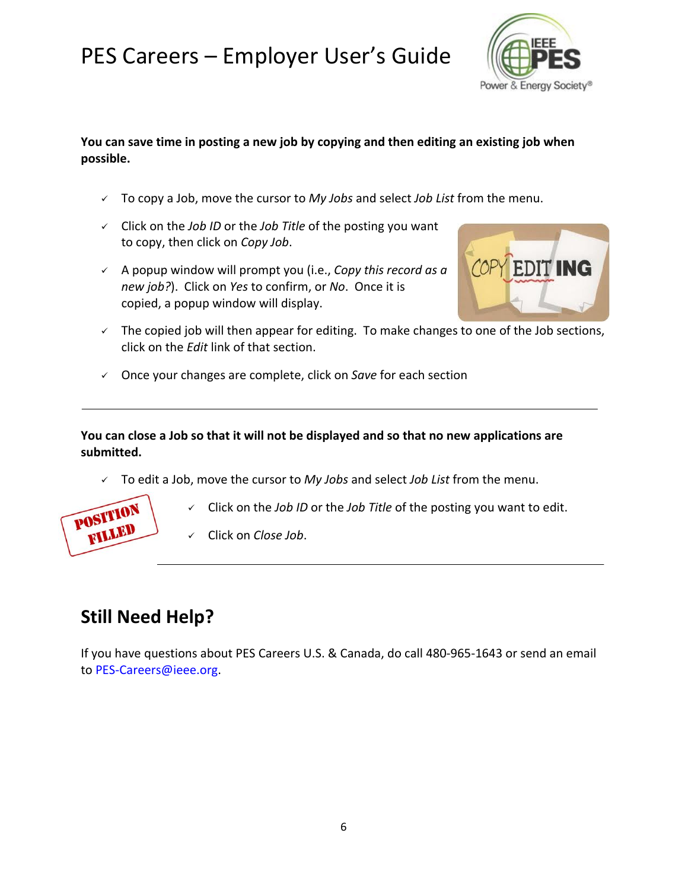**You can save time in posting a new job by copying and then editing an existing job when possible.**

- To copy a Job, move the cursor to *My Jobs* and select *Job List* from the menu.
- Click on the *Job ID* or the *Job Title* of the posting you want to copy, then click on *Copy Job*.
- A popup window will prompt you (i.e., *Copy this record as a new job?*). Click on *Yes* to confirm, or *No*. Once it is copied, a popup window will display.
- The copied job will then appear for editing. To make changes to one of the Job sections, click on the *Edit* link of that section.
- Once your changes are complete, click on *Save* for each section

---

**You can close a Job so that it will not be displayed and so that no new applications are submitted.**

- To edit a Job, move the cursor to *My Jobs* and select *Job List* from the menu.
- Click on the *Job ID* or the *Job Title* of the posting you want to edit.
- Click on *Close Job*.

---

## Still Need Help?

If you have questions about PES Careers U.S. & Canada, do call 480-965-1643 or send an email to PES-Careers@ieee.org.